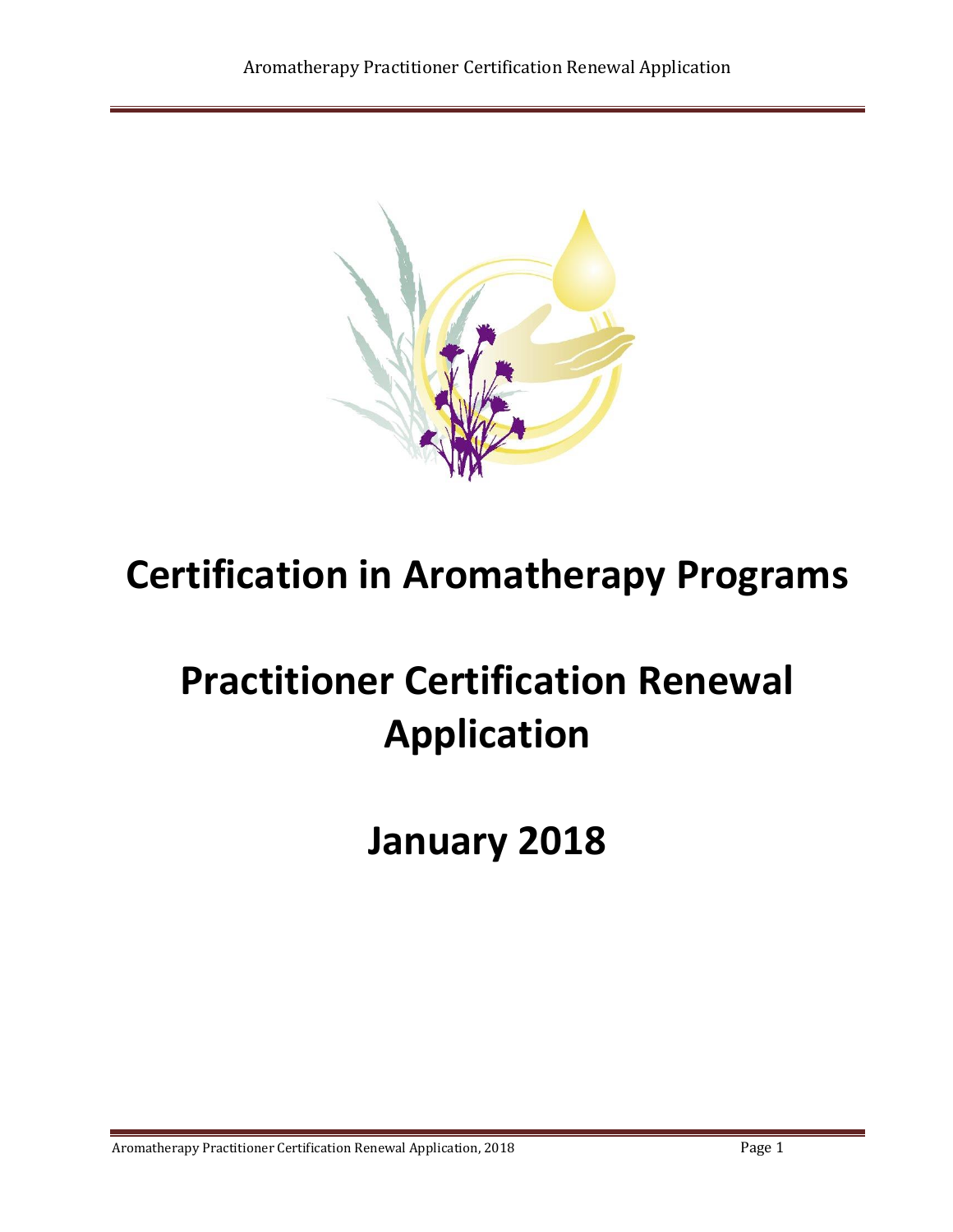# Certification in Aromatherapy Programs

# Practitioner Certification Renewal Application

# January 2018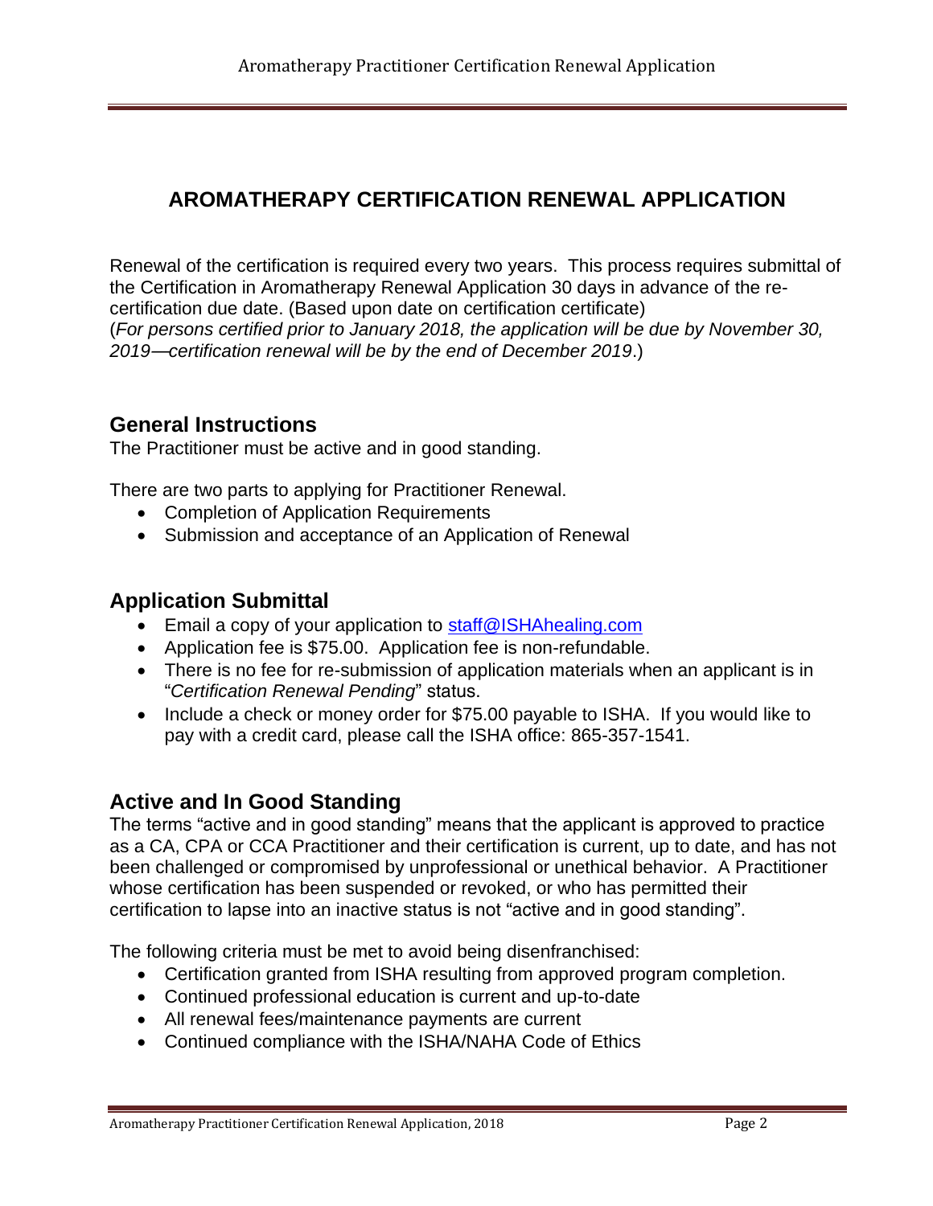# AROMATHERAPY CERTIFICATION RENEWAL APPLICATION

Renewal of the certification is required every two years. This process requires submittal of the Certification in Aromatherapy Renewal Application 30 days in advance of the re-certification due date. (Based upon date on certification certificate)
(*For persons certified prior to January 2018, the application will be due by November 30, 2019—certification renewal will be by the end of December 2019*.)

## General Instructions

The Practitioner must be active and in good standing.

There are two parts to applying for Practitioner Renewal.

- Completion of Application Requirements
- Submission and acceptance of an Application of Renewal

## Application Submittal

- Email a copy of your application to staff@ISHAhealing.com
- Application fee is $75.00. Application fee is non-refundable.
- There is no fee for re-submission of application materials when an applicant is in "*Certification Renewal Pending*" status.
- Include a check or money order for $75.00 payable to ISHA. If you would like to pay with a credit card, please call the ISHA office: 865-357-1541.

## Active and In Good Standing

The terms "active and in good standing" means that the applicant is approved to practice as a CA, CPA or CCA Practitioner and their certification is current, up to date, and has not been challenged or compromised by unprofessional or unethical behavior. A Practitioner whose certification has been suspended or revoked, or who has permitted their certification to lapse into an inactive status is not "active and in good standing".

The following criteria must be met to avoid being disenfranchised:

- Certification granted from ISHA resulting from approved program completion.
- Continued professional education is current and up-to-date
- All renewal fees/maintenance payments are current
- Continued compliance with the ISHA/NAHA Code of Ethics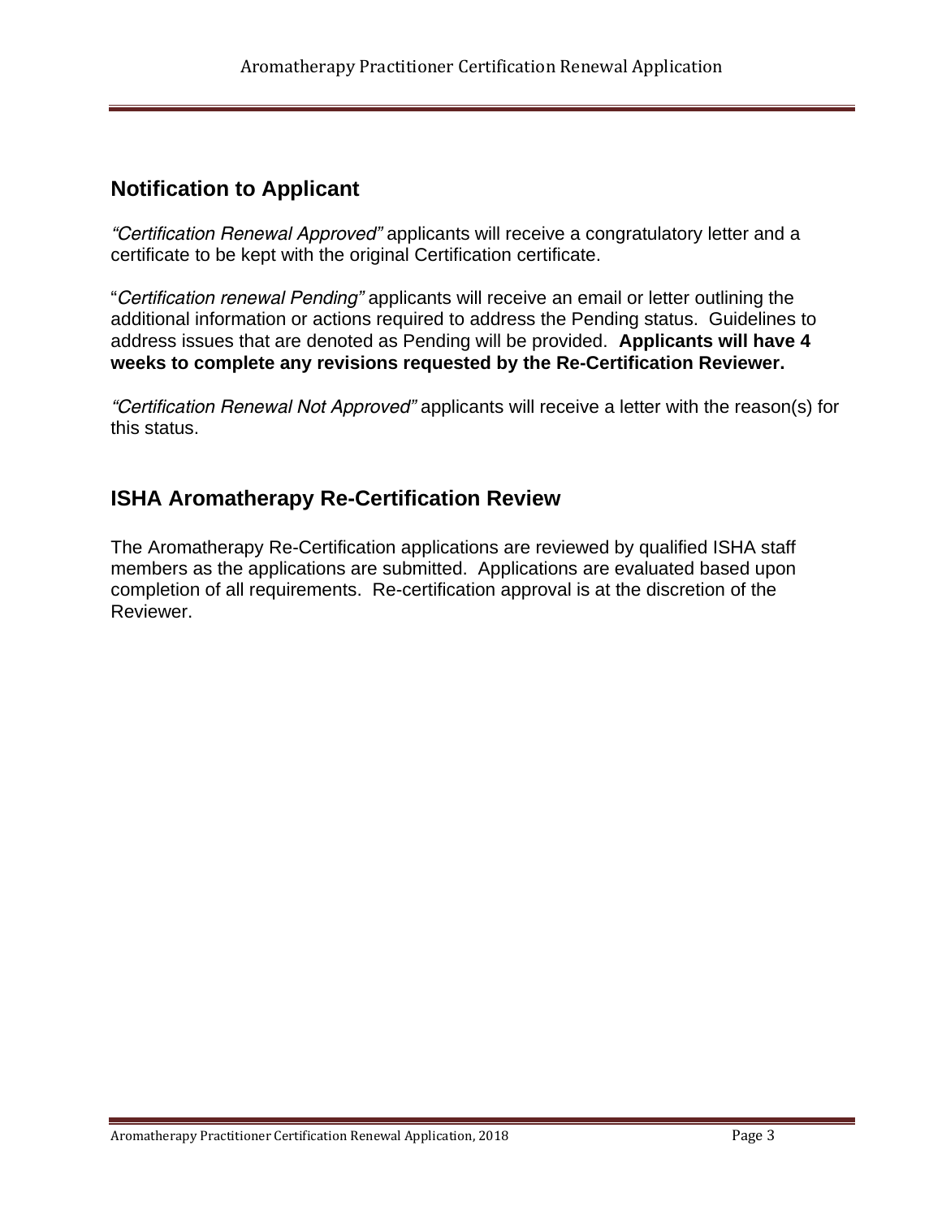## Notification to Applicant

*"Certification Renewal Approved"* applicants will receive a congratulatory letter and a certificate to be kept with the original Certification certificate.

"*Certification renewal Pending"* applicants will receive an email or letter outlining the additional information or actions required to address the Pending status. Guidelines to address issues that are denoted as Pending will be provided. **Applicants will have 4 weeks to complete any revisions requested by the Re-Certification Reviewer.**

*"Certification Renewal Not Approved"* applicants will receive a letter with the reason(s) for this status.

## ISHA Aromatherapy Re-Certification Review

The Aromatherapy Re-Certification applications are reviewed by qualified ISHA staff members as the applications are submitted. Applications are evaluated based upon completion of all requirements. Re-certification approval is at the discretion of the Reviewer.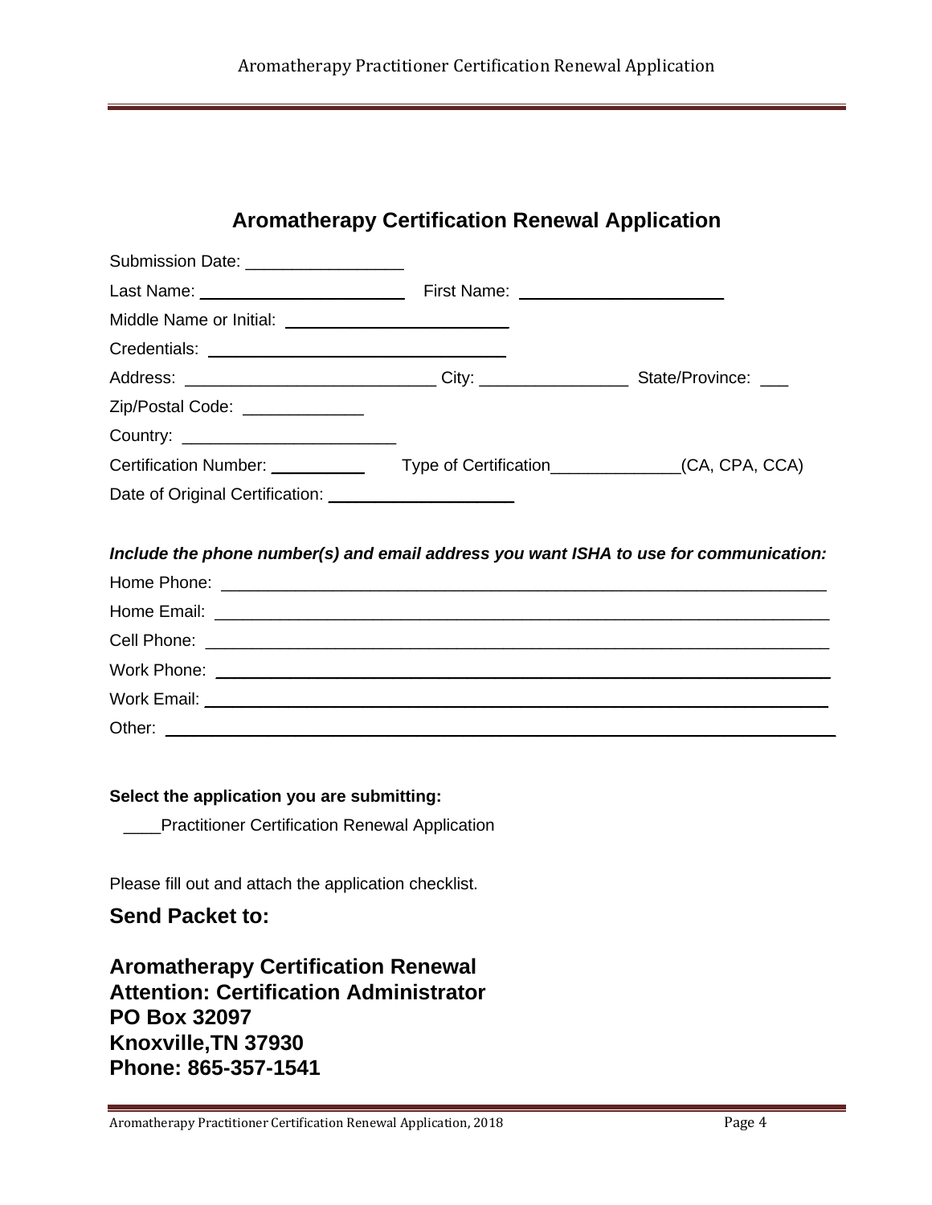# Aromatherapy Certification Renewal Application

Submission Date: _________________

Last Name: ______________________ First Name: ______________________

Middle Name or Initial: ________________________

Credentials: ______________________________

Address: ___________________________ City: ________________ State/Province: ___

Zip/Postal Code: _____________

Country: _______________________

Certification Number: __________ Type of Certification_____________(CA, CPA, CCA)

Date of Original Certification: ___________________

***Include the phone number(s) and email address you want ISHA to use for communication:***

Home Phone: ____________________________________________________________

Home Email: ____________________________________________________________

Cell Phone: _____________________________________________________________

Work Phone: ____________________________________________________________

Work Email: ____________________________________________________________

Other: _________________________________________________________________

**Select the application you are submitting:**

____Practitioner Certification Renewal Application

Please fill out and attach the application checklist.

## Send Packet to:

**Aromatherapy Certification Renewal**
**Attention: Certification Administrator**
**PO Box 32097**
**Knoxville,TN 37930**
**Phone: 865-357-1541**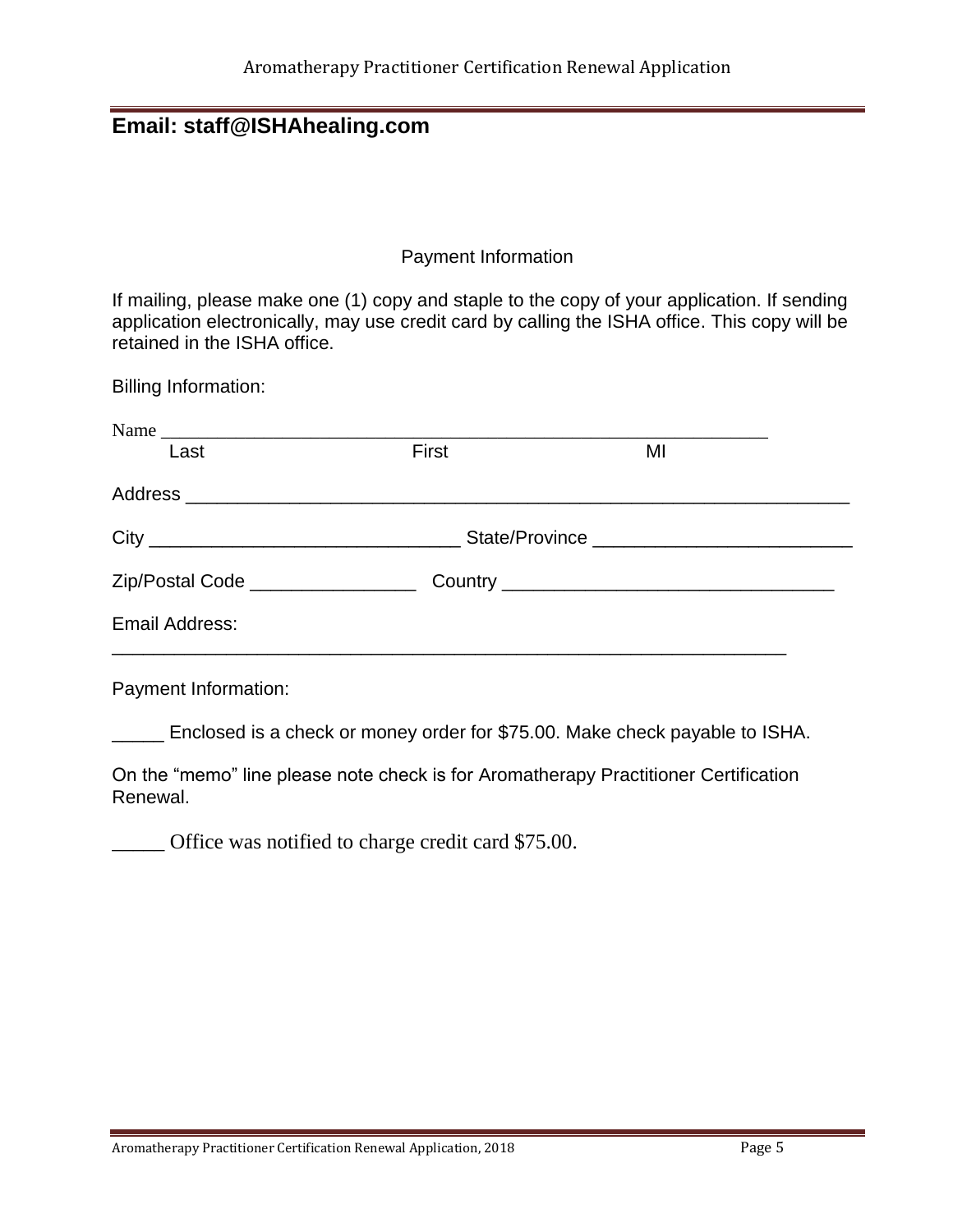**Email: staff@ISHAhealing.com**

Payment Information

If mailing, please make one (1) copy and staple to the copy of your application. If sending application electronically, may use credit card by calling the ISHA office. This copy will be retained in the ISHA office.

Billing Information:

Name ______________________________________________________________

Last First MI

Address ______________________________________________________________

City ______________________________ State/Province _________________________

Zip/Postal Code ________________ Country ________________________________

Email Address:

_________________________________________________________________

Payment Information:

_____ Enclosed is a check or money order for $75.00. Make check payable to ISHA.

On the "memo" line please note check is for Aromatherapy Practitioner Certification Renewal.

_____ Office was notified to charge credit card $75.00.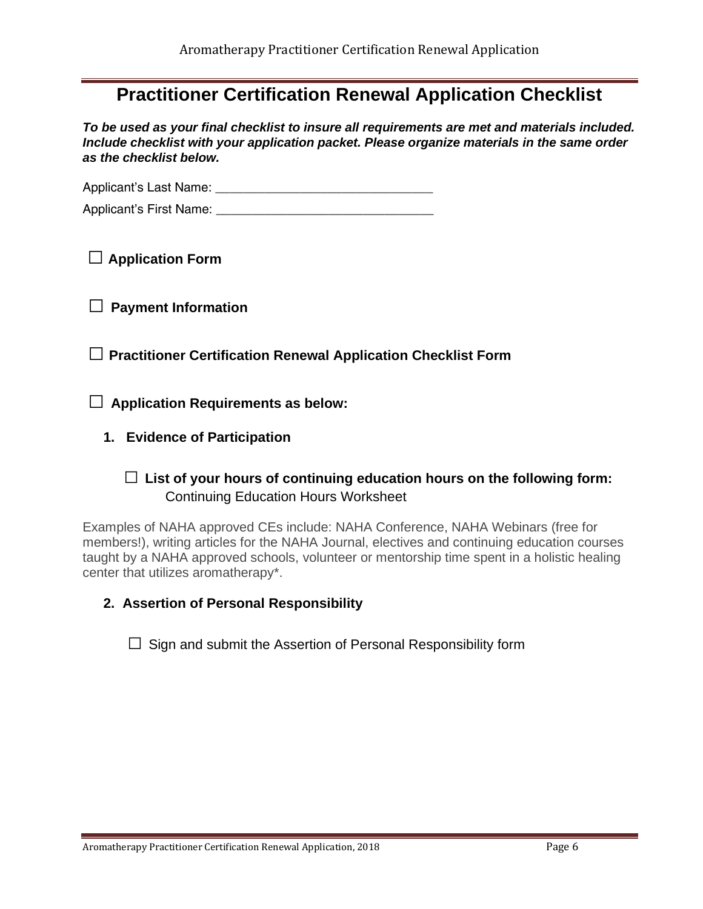# Practitioner Certification Renewal Application Checklist

***To be used as your final checklist to insure all requirements are met and materials included. Include checklist with your application packet. Please organize materials in the same order as the checklist below.***

Applicant's Last Name: ______________________________

Applicant's First Name: ______________________________

☐ **Application Form**

☐ **Payment Information**

☐ **Practitioner Certification Renewal Application Checklist Form**

☐ **Application Requirements as below:**

1. **Evidence of Participation**

   ☐ **List of your hours of continuing education hours on the following form:** Continuing Education Hours Worksheet

Examples of NAHA approved CEs include: NAHA Conference, NAHA Webinars (free for members!), writing articles for the NAHA Journal, electives and continuing education courses taught by a NAHA approved schools, volunteer or mentorship time spent in a holistic healing center that utilizes aromatherapy*.

2. **Assertion of Personal Responsibility**

   ☐ Sign and submit the Assertion of Personal Responsibility form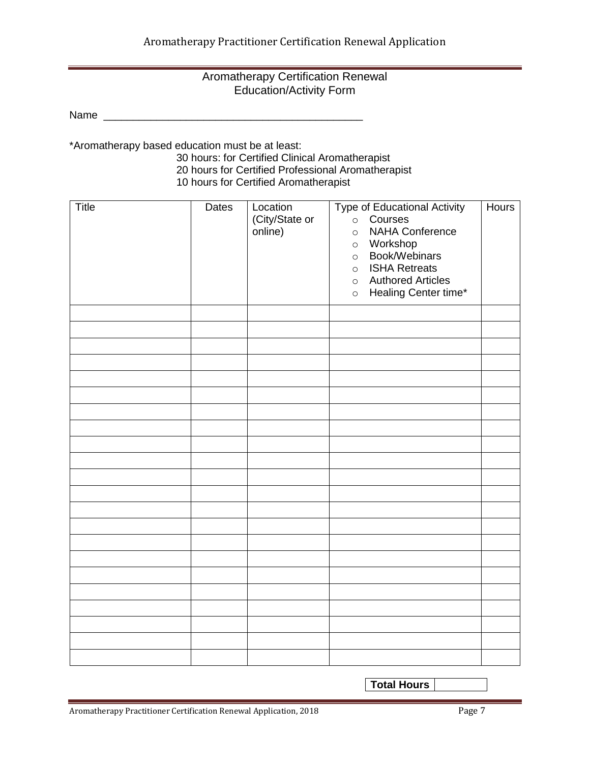## Aromatherapy Certification Renewal
## Education/Activity Form

Name _____________________________________________

*Aromatherapy based education must be at least:

30 hours: for Certified Clinical Aromatherapist
20 hours for Certified Professional Aromatherapist
10 hours for Certified Aromatherapist

| Title | Dates | Location (City/State or online) | Type of Educational Activity<br>○ Courses<br>○ NAHA Conference<br>○ Workshop<br>○ Book/Webinars<br>○ ISHA Retreats<br>○ Authored Articles<br>○ Healing Center time* | Hours |
|---|---|---|---|---|
| | | | | |
| | | | | |
| | | | | |
| | | | | |
| | | | | |
| | | | | |
| | | | | |
| | | | | |
| | | | | |
| | | | | |
| | | | | |
| | | | | |
| | | | | |
| | | | | |
| | | | | |
| | | | | |
| | | | | |
| | | | | |
| | | | | |
| | | | | |
| | | | | |
| | | | | |

| **Total Hours** | |
|---|---|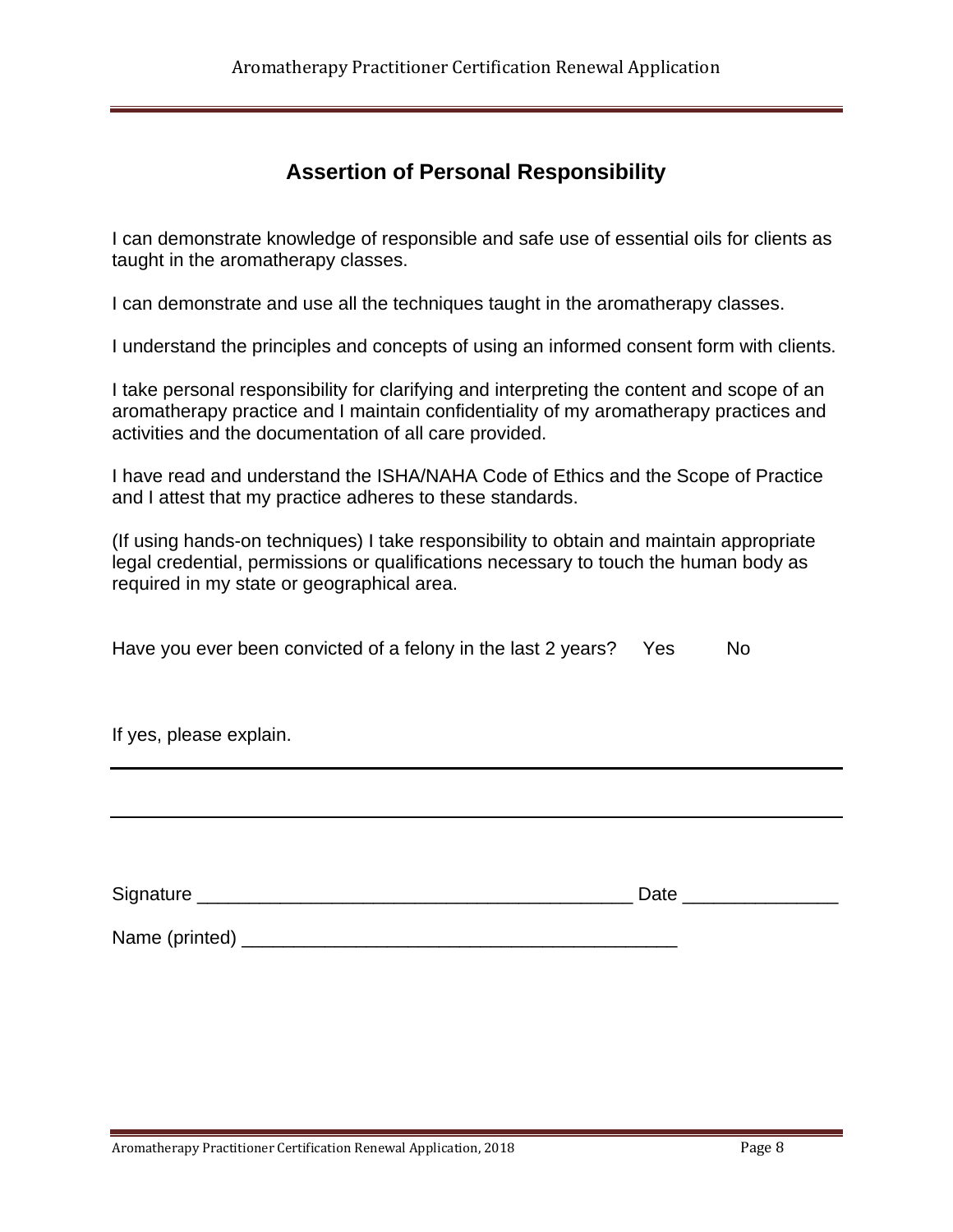## Assertion of Personal Responsibility

I can demonstrate knowledge of responsible and safe use of essential oils for clients as taught in the aromatherapy classes.

I can demonstrate and use all the techniques taught in the aromatherapy classes.

I understand the principles and concepts of using an informed consent form with clients.

I take personal responsibility for clarifying and interpreting the content and scope of an aromatherapy practice and I maintain confidentiality of my aromatherapy practices and activities and the documentation of all care provided.

I have read and understand the ISHA/NAHA Code of Ethics and the Scope of Practice and I attest that my practice adheres to these standards.

(If using hands-on techniques) I take responsibility to obtain and maintain appropriate legal credential, permissions or qualifications necessary to touch the human body as required in my state or geographical area.

Have you ever been convicted of a felony in the last 2 years? Yes No

If yes, please explain.

___

___

Signature __________________________________________ Date _______________

Name (printed) __________________________________________